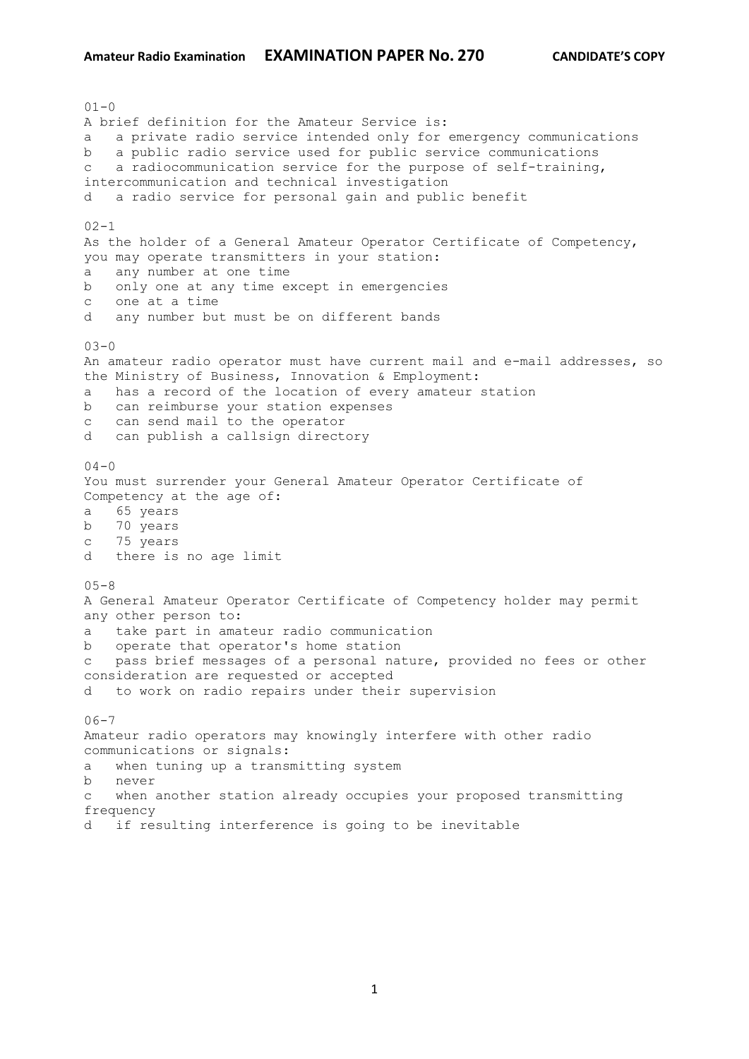**Amateur Radio Examination** **EXAMINATION PAPER No. 270** **CANDIDATE'S COPY**

01-0
A brief definition for the Amateur Service is:
a   a private radio service intended only for emergency communications
b   a public radio service used for public service communications
c   a radiocommunication service for the purpose of self-training, intercommunication and technical investigation
d   a radio service for personal gain and public benefit

02-1
As the holder of a General Amateur Operator Certificate of Competency, you may operate transmitters in your station:
a   any number at one time
b   only one at any time except in emergencies
c   one at a time
d   any number but must be on different bands

03-0
An amateur radio operator must have current mail and e-mail addresses, so the Ministry of Business, Innovation & Employment:
a   has a record of the location of every amateur station
b   can reimburse your station expenses
c   can send mail to the operator
d   can publish a callsign directory

04-0
You must surrender your General Amateur Operator Certificate of Competency at the age of:
a   65 years
b   70 years
c   75 years
d   there is no age limit

05-8
A General Amateur Operator Certificate of Competency holder may permit any other person to:
a   take part in amateur radio communication
b   operate that operator's home station
c   pass brief messages of a personal nature, provided no fees or other consideration are requested or accepted
d   to work on radio repairs under their supervision

06-7
Amateur radio operators may knowingly interfere with other radio communications or signals:
a   when tuning up a transmitting system
b   never
c   when another station already occupies your proposed transmitting frequency
d   if resulting interference is going to be inevitable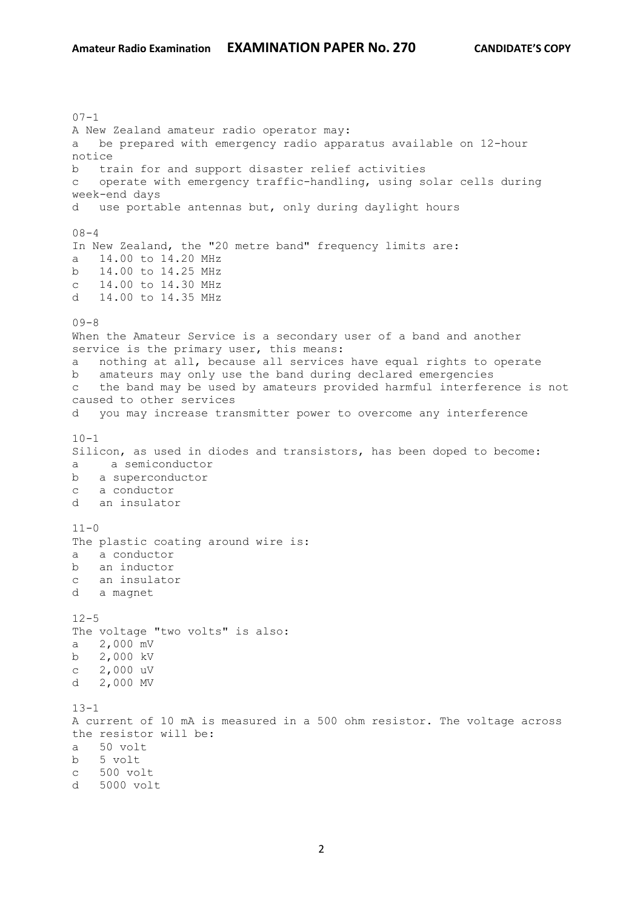07-1
A New Zealand amateur radio operator may:
a   be prepared with emergency radio apparatus available on 12-hour notice
b   train for and support disaster relief activities
c   operate with emergency traffic-handling, using solar cells during week-end days
d   use portable antennas but, only during daylight hours

08-4
In New Zealand, the "20 metre band" frequency limits are:
a   14.00 to 14.20 MHz
b   14.00 to 14.25 MHz
c   14.00 to 14.30 MHz
d   14.00 to 14.35 MHz

09-8
When the Amateur Service is a secondary user of a band and another service is the primary user, this means:
a   nothing at all, because all services have equal rights to operate
b   amateurs may only use the band during declared emergencies
c   the band may be used by amateurs provided harmful interference is not caused to other services
d   you may increase transmitter power to overcome any interference

10-1
Silicon, as used in diodes and transistors, has been doped to become:
a   a semiconductor
b   a superconductor
c   a conductor
d   an insulator

11-0
The plastic coating around wire is:
a   a conductor
b   an inductor
c   an insulator
d   a magnet

12-5
The voltage "two volts" is also:
a   2,000 mV
b   2,000 kV
c   2,000 uV
d   2,000 MV

13-1
A current of 10 mA is measured in a 500 ohm resistor. The voltage across the resistor will be:
a   50 volt
b   5 volt
c   500 volt
d   5000 volt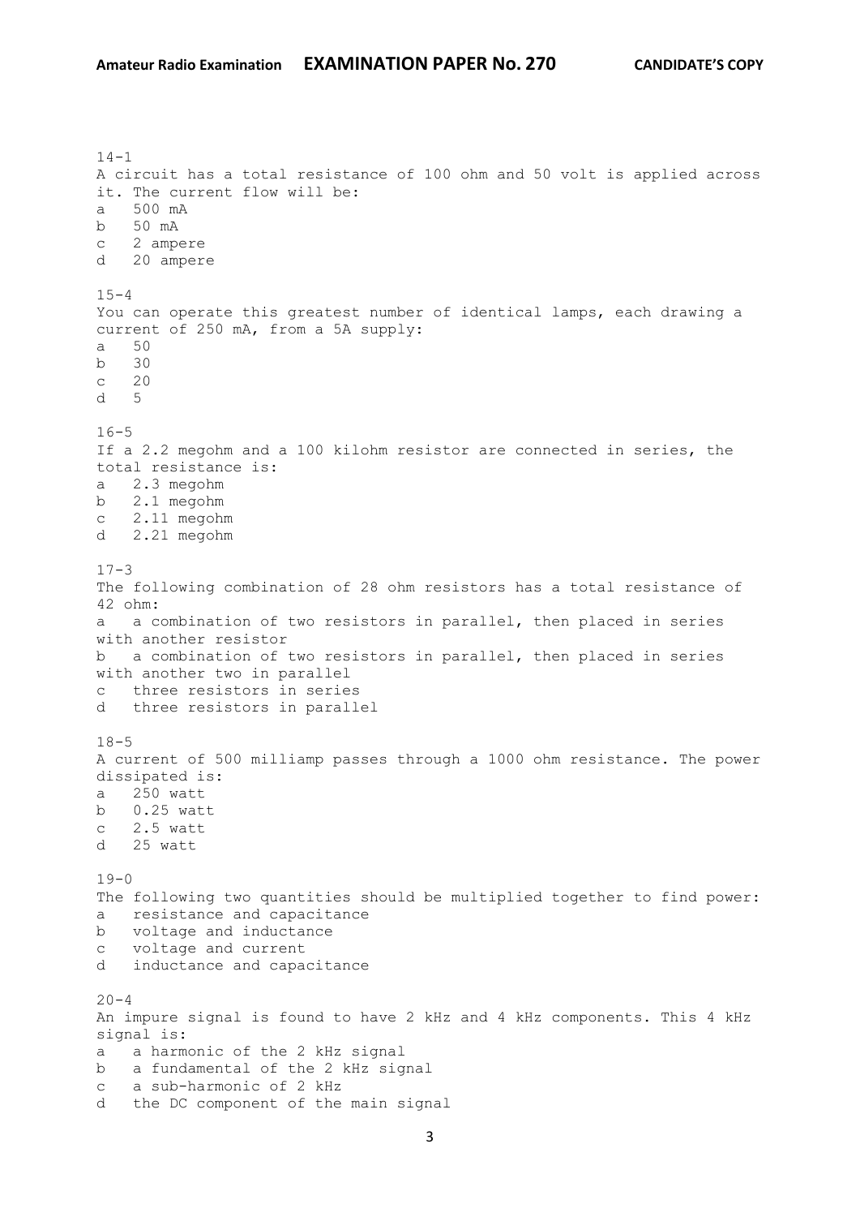14-1
A circuit has a total resistance of 100 ohm and 50 volt is applied across it. The current flow will be:

a   500 mA
b   50 mA
c   2 ampere
d   20 ampere

15-4
You can operate this greatest number of identical lamps, each drawing a current of 250 mA, from a 5A supply:

a   50
b   30
c   20
d   5

16-5
If a 2.2 megohm and a 100 kilohm resistor are connected in series, the total resistance is:

a   2.3 megohm
b   2.1 megohm
c   2.11 megohm
d   2.21 megohm

17-3
The following combination of 28 ohm resistors has a total resistance of 42 ohm:

a   a combination of two resistors in parallel, then placed in series with another resistor
b   a combination of two resistors in parallel, then placed in series with another two in parallel
c   three resistors in series
d   three resistors in parallel

18-5
A current of 500 milliamp passes through a 1000 ohm resistance. The power dissipated is:

a   250 watt
b   0.25 watt
c   2.5 watt
d   25 watt

19-0
The following two quantities should be multiplied together to find power:

a   resistance and capacitance
b   voltage and inductance
c   voltage and current
d   inductance and capacitance

20-4
An impure signal is found to have 2 kHz and 4 kHz components. This 4 kHz signal is:

a   a harmonic of the 2 kHz signal
b   a fundamental of the 2 kHz signal
c   a sub-harmonic of 2 kHz
d   the DC component of the main signal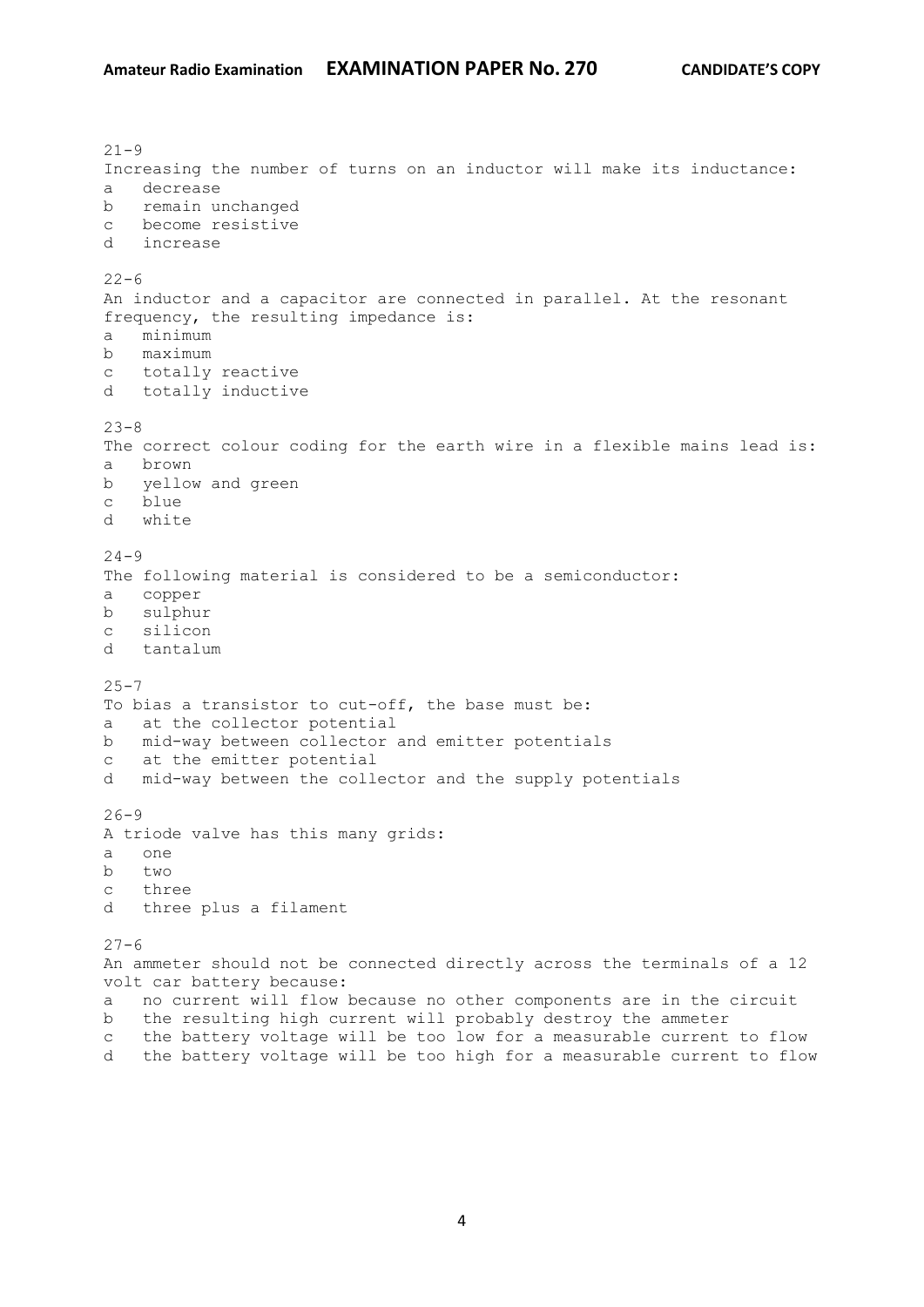21-9
Increasing the number of turns on an inductor will make its inductance:
a   decrease
b   remain unchanged
c   become resistive
d   increase

22-6
An inductor and a capacitor are connected in parallel. At the resonant frequency, the resulting impedance is:
a   minimum
b   maximum
c   totally reactive
d   totally inductive

23-8
The correct colour coding for the earth wire in a flexible mains lead is:
a   brown
b   yellow and green
c   blue
d   white

24-9
The following material is considered to be a semiconductor:
a   copper
b   sulphur
c   silicon
d   tantalum

25-7
To bias a transistor to cut-off, the base must be:
a   at the collector potential
b   mid-way between collector and emitter potentials
c   at the emitter potential
d   mid-way between the collector and the supply potentials

26-9
A triode valve has this many grids:
a   one
b   two
c   three
d   three plus a filament

27-6
An ammeter should not be connected directly across the terminals of a 12 volt car battery because:
a   no current will flow because no other components are in the circuit
b   the resulting high current will probably destroy the ammeter
c   the battery voltage will be too low for a measurable current to flow
d   the battery voltage will be too high for a measurable current to flow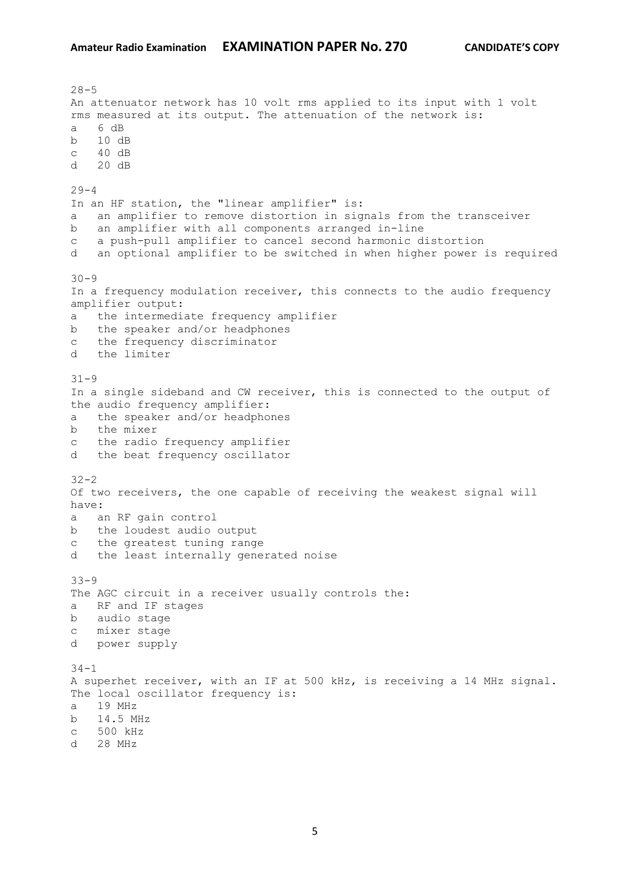28-5
An attenuator network has 10 volt rms applied to its input with 1 volt rms measured at its output. The attenuation of the network is:
a   6 dB
b   10 dB
c   40 dB
d   20 dB

29-4
In an HF station, the "linear amplifier" is:
a   an amplifier to remove distortion in signals from the transceiver
b   an amplifier with all components arranged in-line
c   a push-pull amplifier to cancel second harmonic distortion
d   an optional amplifier to be switched in when higher power is required

30-9
In a frequency modulation receiver, this connects to the audio frequency amplifier output:
a   the intermediate frequency amplifier
b   the speaker and/or headphones
c   the frequency discriminator
d   the limiter

31-9
In a single sideband and CW receiver, this is connected to the output of the audio frequency amplifier:
a   the speaker and/or headphones
b   the mixer
c   the radio frequency amplifier
d   the beat frequency oscillator

32-2
Of two receivers, the one capable of receiving the weakest signal will have:
a   an RF gain control
b   the loudest audio output
c   the greatest tuning range
d   the least internally generated noise

33-9
The AGC circuit in a receiver usually controls the:
a   RF and IF stages
b   audio stage
c   mixer stage
d   power supply

34-1
A superhet receiver, with an IF at 500 kHz, is receiving a 14 MHz signal. The local oscillator frequency is:
a   19 MHz
b   14.5 MHz
c   500 kHz
d   28 MHz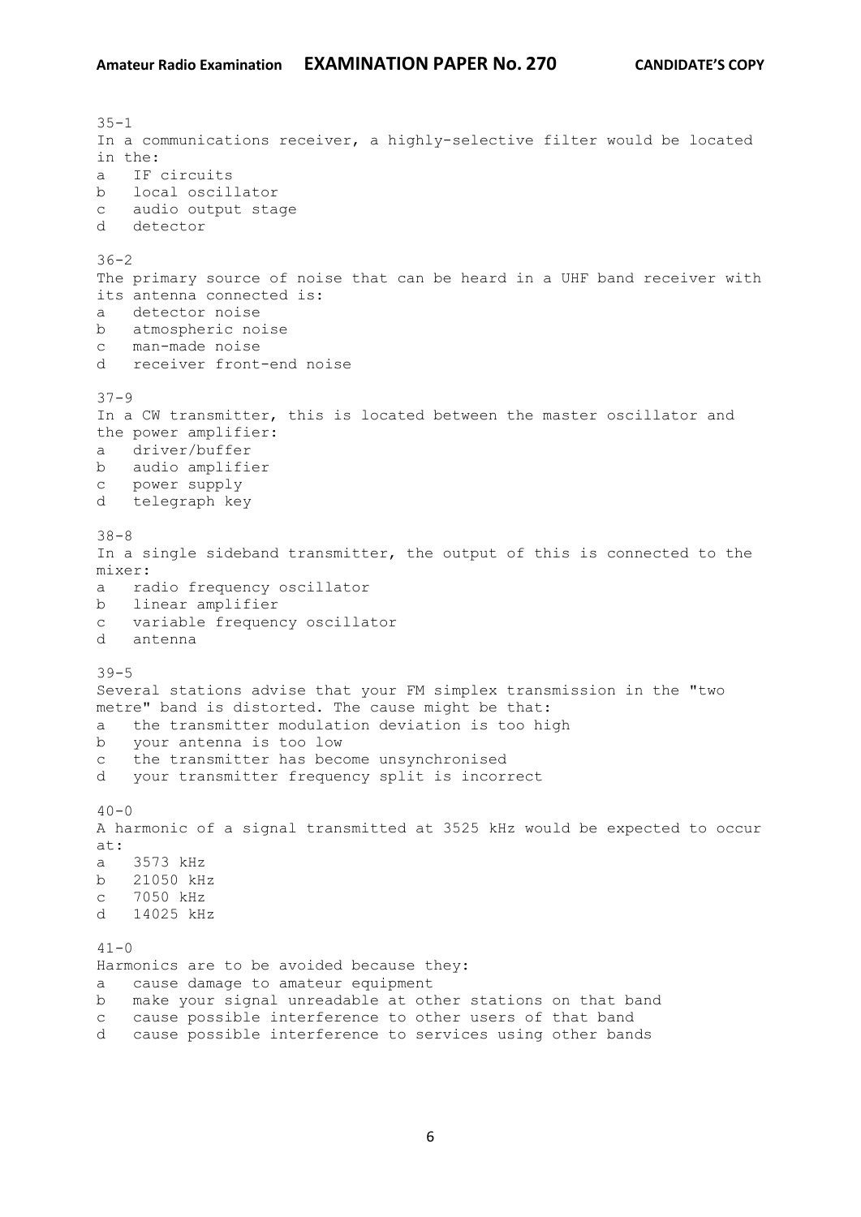35-1
In a communications receiver, a highly-selective filter would be located in the:
a   IF circuits
b   local oscillator
c   audio output stage
d   detector

36-2
The primary source of noise that can be heard in a UHF band receiver with its antenna connected is:
a   detector noise
b   atmospheric noise
c   man-made noise
d   receiver front-end noise

37-9
In a CW transmitter, this is located between the master oscillator and the power amplifier:
a   driver/buffer
b   audio amplifier
c   power supply
d   telegraph key

38-8
In a single sideband transmitter, the output of this is connected to the mixer:
a   radio frequency oscillator
b   linear amplifier
c   variable frequency oscillator
d   antenna

39-5
Several stations advise that your FM simplex transmission in the "two metre" band is distorted. The cause might be that:
a   the transmitter modulation deviation is too high
b   your antenna is too low
c   the transmitter has become unsynchronised
d   your transmitter frequency split is incorrect

40-0
A harmonic of a signal transmitted at 3525 kHz would be expected to occur at:
a   3573 kHz
b   21050 kHz
c   7050 kHz
d   14025 kHz

41-0
Harmonics are to be avoided because they:
a   cause damage to amateur equipment
b   make your signal unreadable at other stations on that band
c   cause possible interference to other users of that band
d   cause possible interference to services using other bands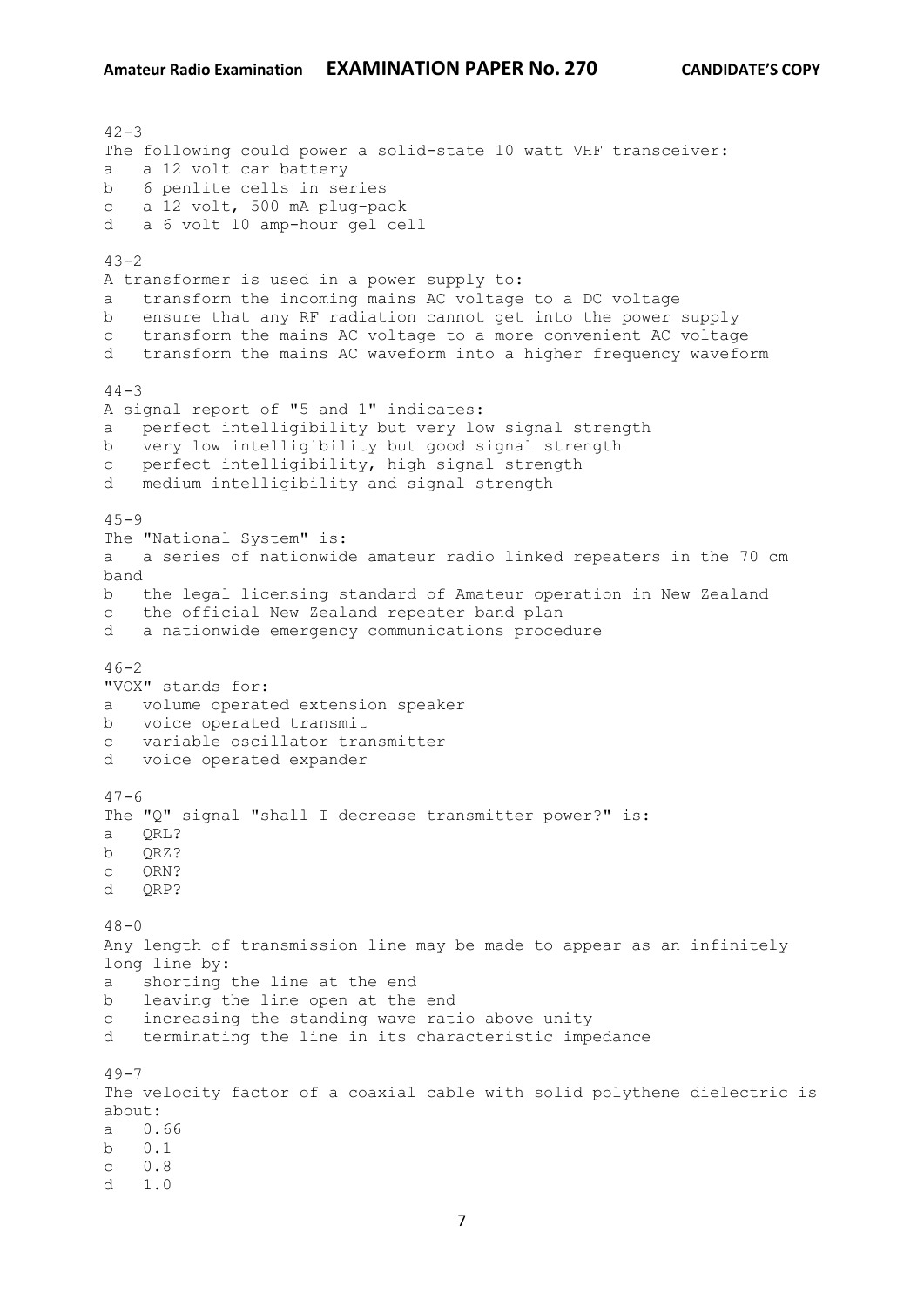42-3
The following could power a solid-state 10 watt VHF transceiver:
a a 12 volt car battery
b 6 penlite cells in series
c a 12 volt, 500 mA plug-pack
d a 6 volt 10 amp-hour gel cell

43-2
A transformer is used in a power supply to:
a transform the incoming mains AC voltage to a DC voltage
b ensure that any RF radiation cannot get into the power supply
c transform the mains AC voltage to a more convenient AC voltage
d transform the mains AC waveform into a higher frequency waveform

44-3
A signal report of "5 and 1" indicates:
a perfect intelligibility but very low signal strength
b very low intelligibility but good signal strength
c perfect intelligibility, high signal strength
d medium intelligibility and signal strength

45-9
The "National System" is:
a a series of nationwide amateur radio linked repeaters in the 70 cm band
b the legal licensing standard of Amateur operation in New Zealand
c the official New Zealand repeater band plan
d a nationwide emergency communications procedure

46-2
"VOX" stands for:
a volume operated extension speaker
b voice operated transmit
c variable oscillator transmitter
d voice operated expander

47-6
The "Q" signal "shall I decrease transmitter power?" is:
a QRL?
b QRZ?
c QRN?
d QRP?

48-0
Any length of transmission line may be made to appear as an infinitely long line by:
a shorting the line at the end
b leaving the line open at the end
c increasing the standing wave ratio above unity
d terminating the line in its characteristic impedance

49-7
The velocity factor of a coaxial cable with solid polythene dielectric is about:
a 0.66
b 0.1
c 0.8
d 1.0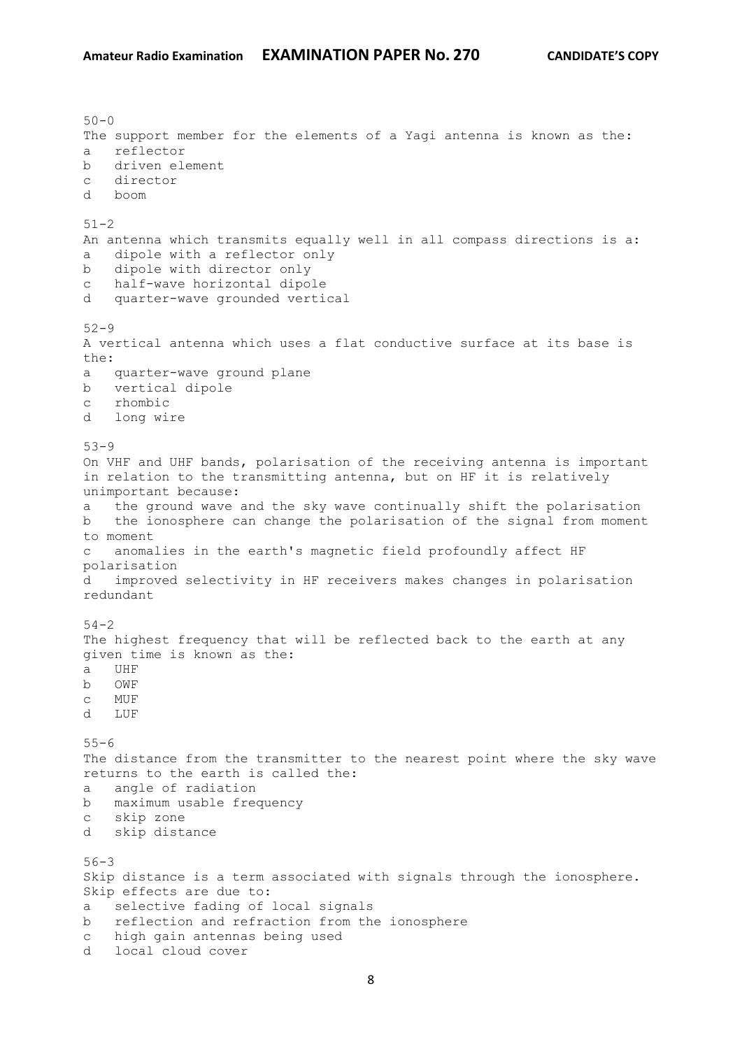50-0
The support member for the elements of a Yagi antenna is known as the:

a  reflector
b  driven element
c  director
d  boom

51-2
An antenna which transmits equally well in all compass directions is a:

a  dipole with a reflector only
b  dipole with director only
c  half-wave horizontal dipole
d  quarter-wave grounded vertical

52-9
A vertical antenna which uses a flat conductive surface at its base is the:

a  quarter-wave ground plane
b  vertical dipole
c  rhombic
d  long wire

53-9
On VHF and UHF bands, polarisation of the receiving antenna is important in relation to the transmitting antenna, but on HF it is relatively unimportant because:

a  the ground wave and the sky wave continually shift the polarisation
b  the ionosphere can change the polarisation of the signal from moment to moment
c  anomalies in the earth's magnetic field profoundly affect HF polarisation
d  improved selectivity in HF receivers makes changes in polarisation redundant

54-2
The highest frequency that will be reflected back to the earth at any given time is known as the:

a  UHF
b  OWF
c  MUF
d  LUF

55-6
The distance from the transmitter to the nearest point where the sky wave returns to the earth is called the:

a  angle of radiation
b  maximum usable frequency
c  skip zone
d  skip distance

56-3
Skip distance is a term associated with signals through the ionosphere. Skip effects are due to:

a  selective fading of local signals
b  reflection and refraction from the ionosphere
c  high gain antennas being used
d  local cloud cover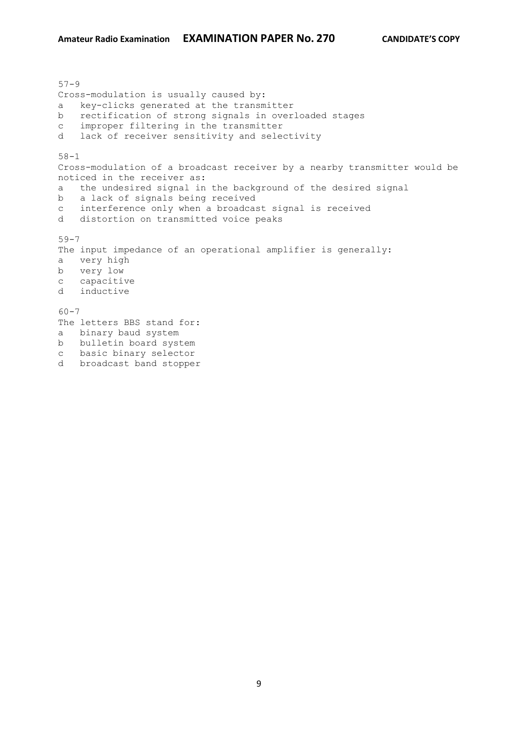57-9
Cross-modulation is usually caused by:
a   key-clicks generated at the transmitter
b   rectification of strong signals in overloaded stages
c   improper filtering in the transmitter
d   lack of receiver sensitivity and selectivity

58-1
Cross-modulation of a broadcast receiver by a nearby transmitter would be noticed in the receiver as:
a   the undesired signal in the background of the desired signal
b   a lack of signals being received
c   interference only when a broadcast signal is received
d   distortion on transmitted voice peaks

59-7
The input impedance of an operational amplifier is generally:
a   very high
b   very low
c   capacitive
d   inductive

60-7
The letters BBS stand for:
a   binary baud system
b   bulletin board system
c   basic binary selector
d   broadcast band stopper